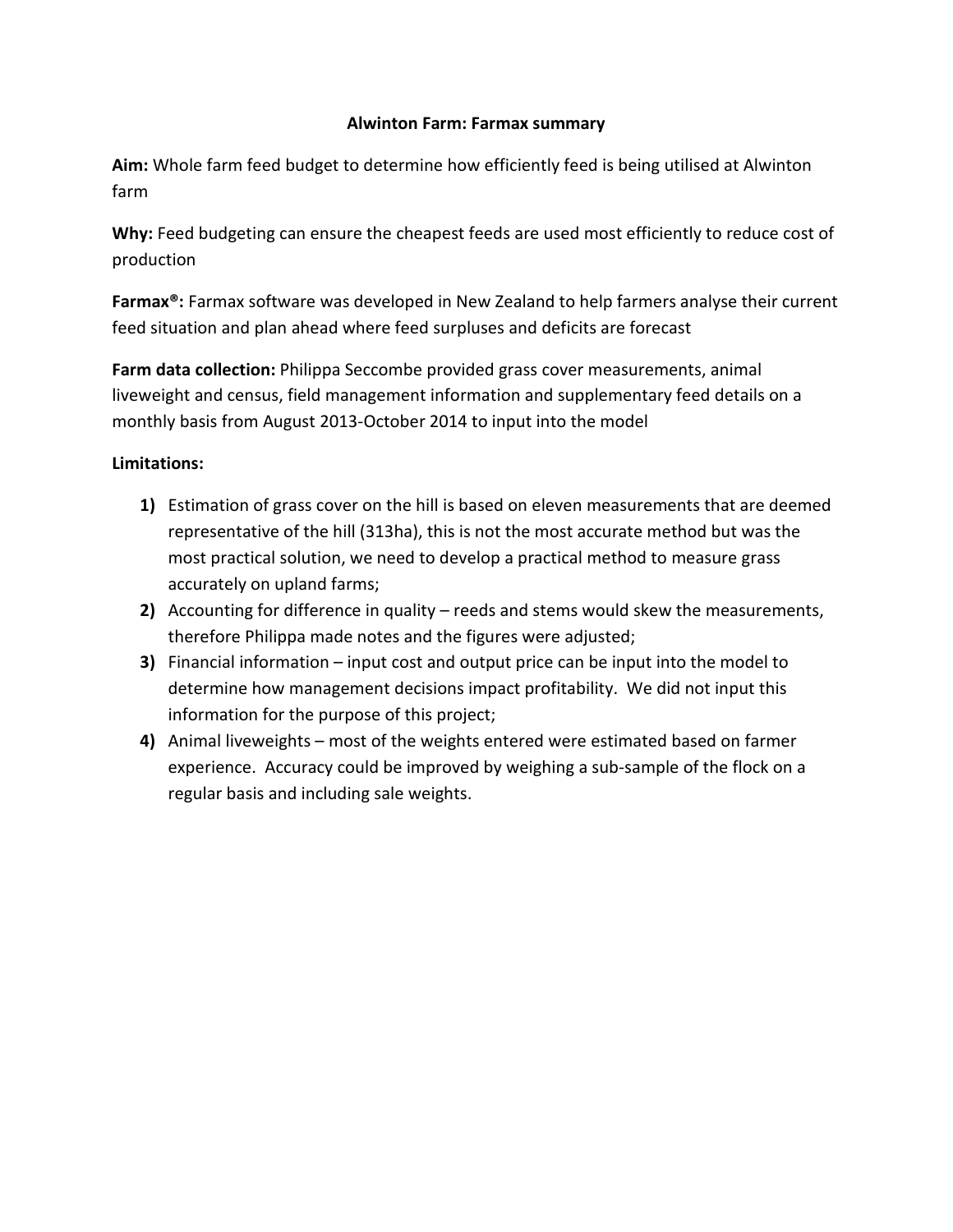# Alwinton Farm: Farmax summary

**Aim:** Whole farm feed budget to determine how efficiently feed is being utilised at Alwinton farm

**Why:** Feed budgeting can ensure the cheapest feeds are used most efficiently to reduce cost of production

**Farmax®:** Farmax software was developed in New Zealand to help farmers analyse their current feed situation and plan ahead where feed surpluses and deficits are forecast

**Farm data collection:** Philippa Seccombe provided grass cover measurements, animal liveweight and census, field management information and supplementary feed details on a monthly basis from August 2013-October 2014 to input into the model

**Limitations:**

1) Estimation of grass cover on the hill is based on eleven measurements that are deemed representative of the hill (313ha), this is not the most accurate method but was the most practical solution, we need to develop a practical method to measure grass accurately on upland farms;
2) Accounting for difference in quality – reeds and stems would skew the measurements, therefore Philippa made notes and the figures were adjusted;
3) Financial information – input cost and output price can be input into the model to determine how management decisions impact profitability. We did not input this information for the purpose of this project;
4) Animal liveweights – most of the weights entered were estimated based on farmer experience. Accuracy could be improved by weighing a sub-sample of the flock on a regular basis and including sale weights.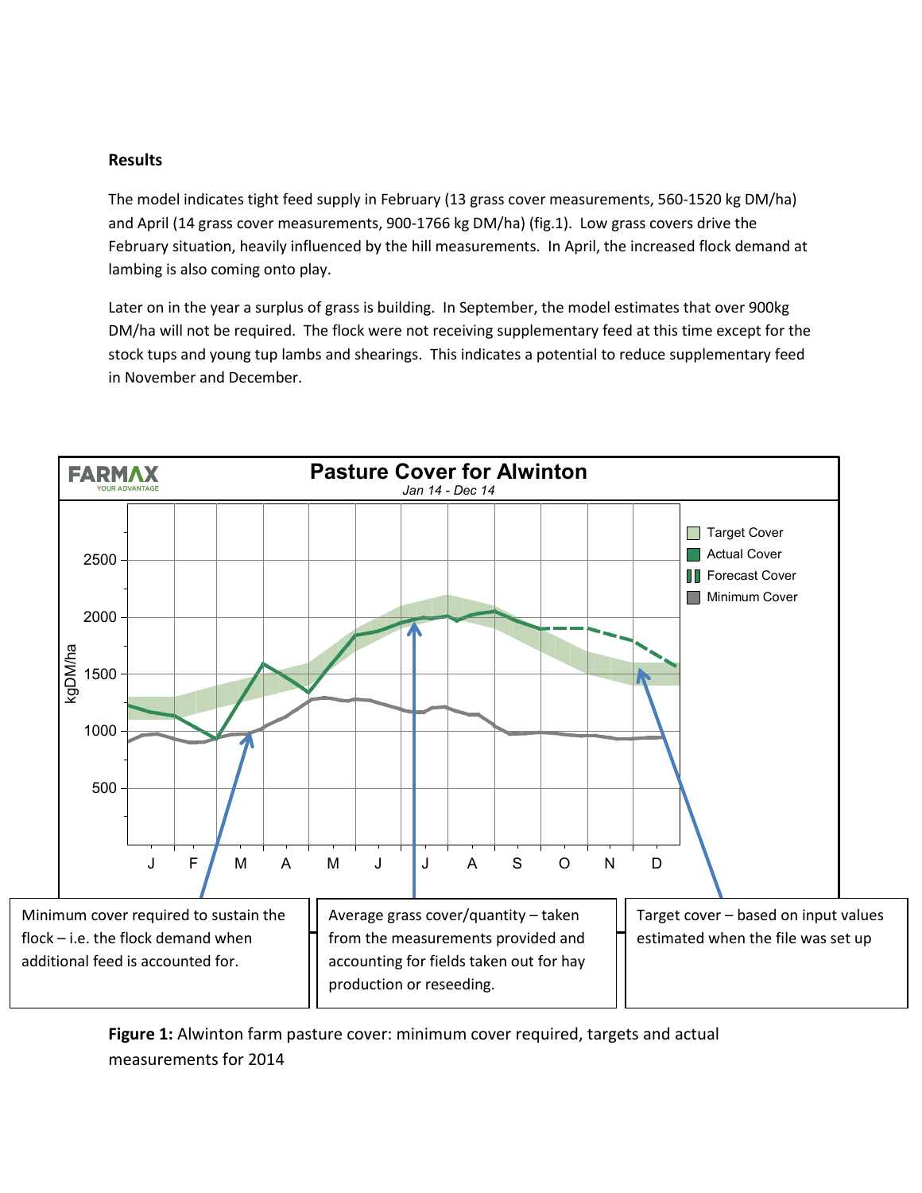**Results**

The model indicates tight feed supply in February (13 grass cover measurements, 560-1520 kg DM/ha) and April (14 grass cover measurements, 900-1766 kg DM/ha) (fig.1). Low grass covers drive the February situation, heavily influenced by the hill measurements. In April, the increased flock demand at lambing is also coming onto play.

Later on in the year a surplus of grass is building. In September, the model estimates that over 900kg DM/ha will not be required. The flock were not receiving supplementary feed at this time except for the stock tups and young tup lambs and shearings. This indicates a potential to reduce supplementary feed in November and December.

**Pasture Cover for Alwinton**

*Jan 14 - Dec 14*

Legend: Target Cover, Actual Cover, Forecast Cover, Minimum Cover

Minimum cover required to sustain the flock – i.e. the flock demand when additional feed is accounted for.

Average grass cover/quantity – taken from the measurements provided and accounting for fields taken out for hay production or reseeding.

Target cover – based on input values estimated when the file was set up

**Figure 1:** Alwinton farm pasture cover: minimum cover required, targets and actual measurements for 2014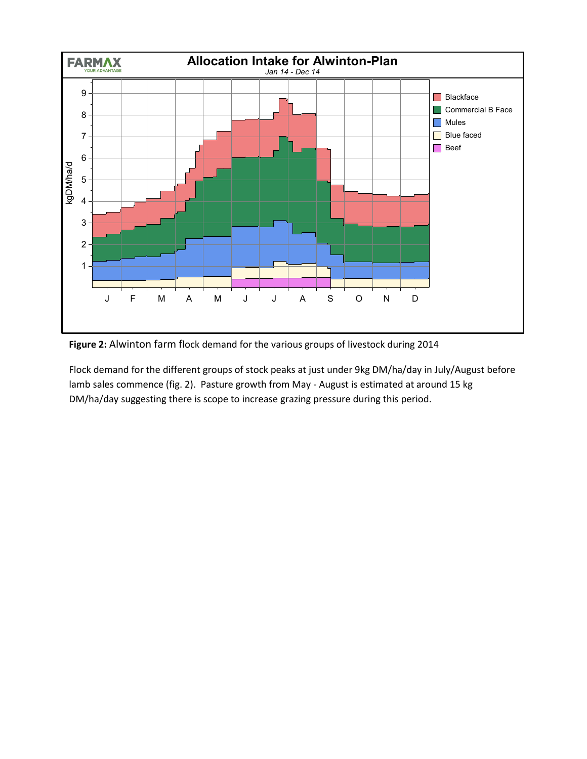**Figure 2:** Alwinton farm flock demand for the various groups of livestock during 2014

Flock demand for the different groups of stock peaks at just under 9kg DM/ha/day in July/August before lamb sales commence (fig. 2). Pasture growth from May - August is estimated at around 15 kg DM/ha/day suggesting there is scope to increase grazing pressure during this period.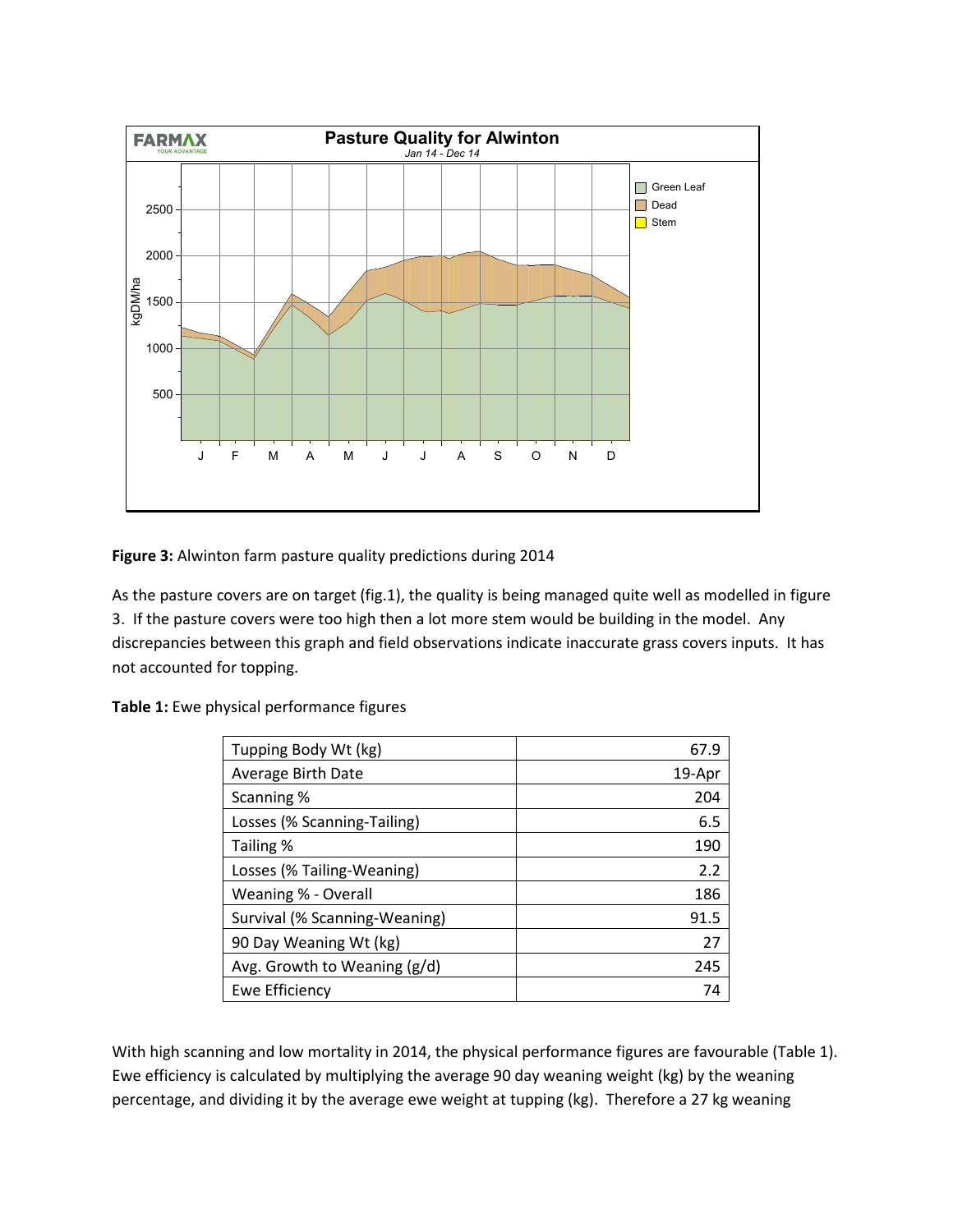**Figure 3:** Alwinton farm pasture quality predictions during 2014

As the pasture covers are on target (fig.1), the quality is being managed quite well as modelled in figure 3. If the pasture covers were too high then a lot more stem would be building in the model. Any discrepancies between this graph and field observations indicate inaccurate grass covers inputs. It has not accounted for topping.

**Table 1:** Ewe physical performance figures

| | |
|---|---|
| Tupping Body Wt (kg) | 67.9 |
| Average Birth Date | 19-Apr |
| Scanning % | 204 |
| Losses (% Scanning-Tailing) | 6.5 |
| Tailing % | 190 |
| Losses (% Tailing-Weaning) | 2.2 |
| Weaning % - Overall | 186 |
| Survival (% Scanning-Weaning) | 91.5 |
| 90 Day Weaning Wt (kg) | 27 |
| Avg. Growth to Weaning (g/d) | 245 |
| Ewe Efficiency | 74 |

With high scanning and low mortality in 2014, the physical performance figures are favourable (Table 1). Ewe efficiency is calculated by multiplying the average 90 day weaning weight (kg) by the weaning percentage, and dividing it by the average ewe weight at tupping (kg). Therefore a 27 kg weaning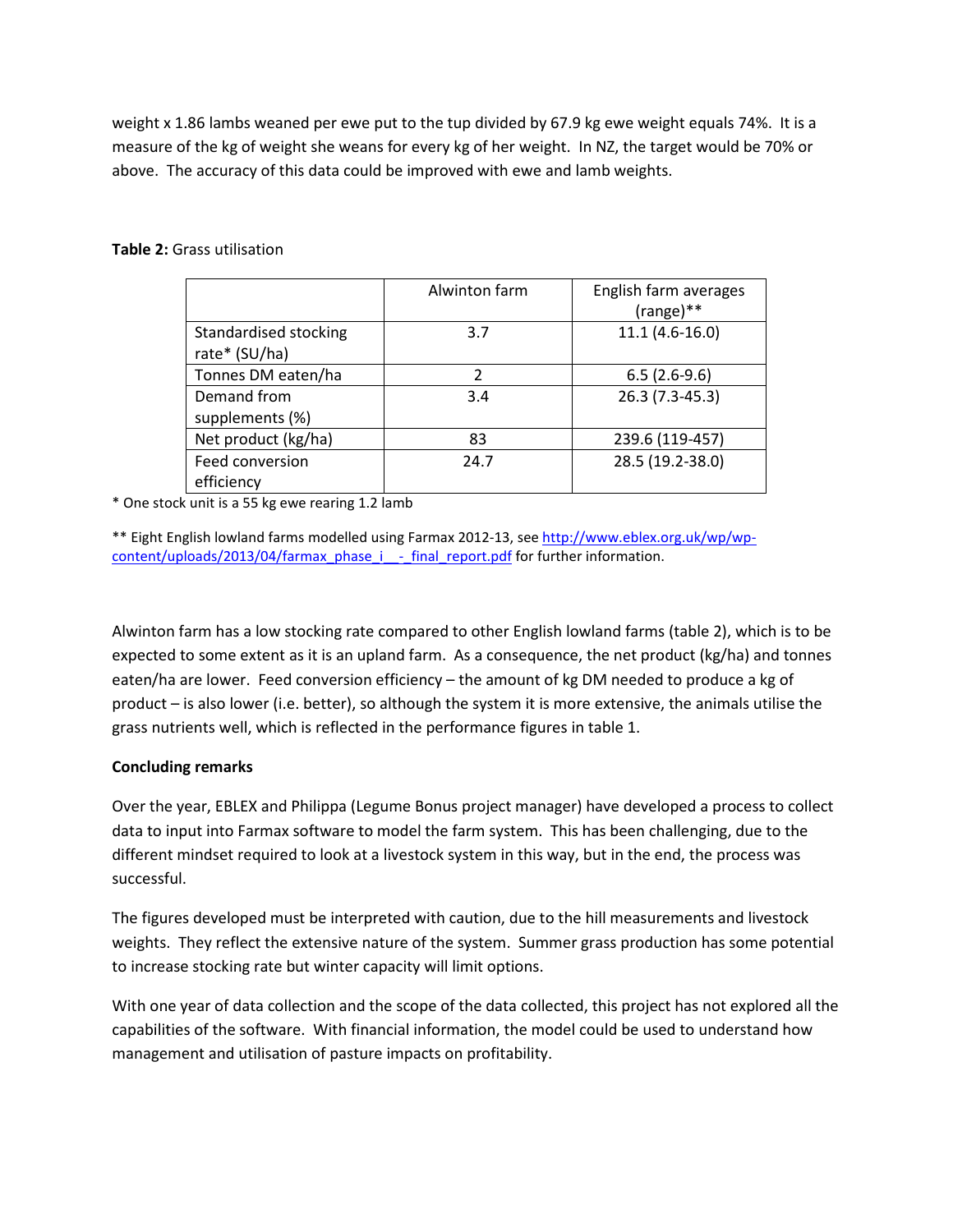weight x 1.86 lambs weaned per ewe put to the tup divided by 67.9 kg ewe weight equals 74%. It is a measure of the kg of weight she weans for every kg of her weight. In NZ, the target would be 70% or above. The accuracy of this data could be improved with ewe and lamb weights.

**Table 2:** Grass utilisation

| | Alwinton farm | English farm averages (range)** |
|---|---|---|
| Standardised stocking rate* (SU/ha) | 3.7 | 11.1 (4.6-16.0) |
| Tonnes DM eaten/ha | 2 | 6.5 (2.6-9.6) |
| Demand from supplements (%) | 3.4 | 26.3 (7.3-45.3) |
| Net product (kg/ha) | 83 | 239.6 (119-457) |
| Feed conversion efficiency | 24.7 | 28.5 (19.2-38.0) |

* One stock unit is a 55 kg ewe rearing 1.2 lamb

** Eight English lowland farms modelled using Farmax 2012-13, see http://www.eblex.org.uk/wp/wp-content/uploads/2013/04/farmax_phase_i__-_final_report.pdf for further information.

Alwinton farm has a low stocking rate compared to other English lowland farms (table 2), which is to be expected to some extent as it is an upland farm. As a consequence, the net product (kg/ha) and tonnes eaten/ha are lower. Feed conversion efficiency – the amount of kg DM needed to produce a kg of product – is also lower (i.e. better), so although the system it is more extensive, the animals utilise the grass nutrients well, which is reflected in the performance figures in table 1.

**Concluding remarks**

Over the year, EBLEX and Philippa (Legume Bonus project manager) have developed a process to collect data to input into Farmax software to model the farm system. This has been challenging, due to the different mindset required to look at a livestock system in this way, but in the end, the process was successful.

The figures developed must be interpreted with caution, due to the hill measurements and livestock weights. They reflect the extensive nature of the system. Summer grass production has some potential to increase stocking rate but winter capacity will limit options.

With one year of data collection and the scope of the data collected, this project has not explored all the capabilities of the software. With financial information, the model could be used to understand how management and utilisation of pasture impacts on profitability.